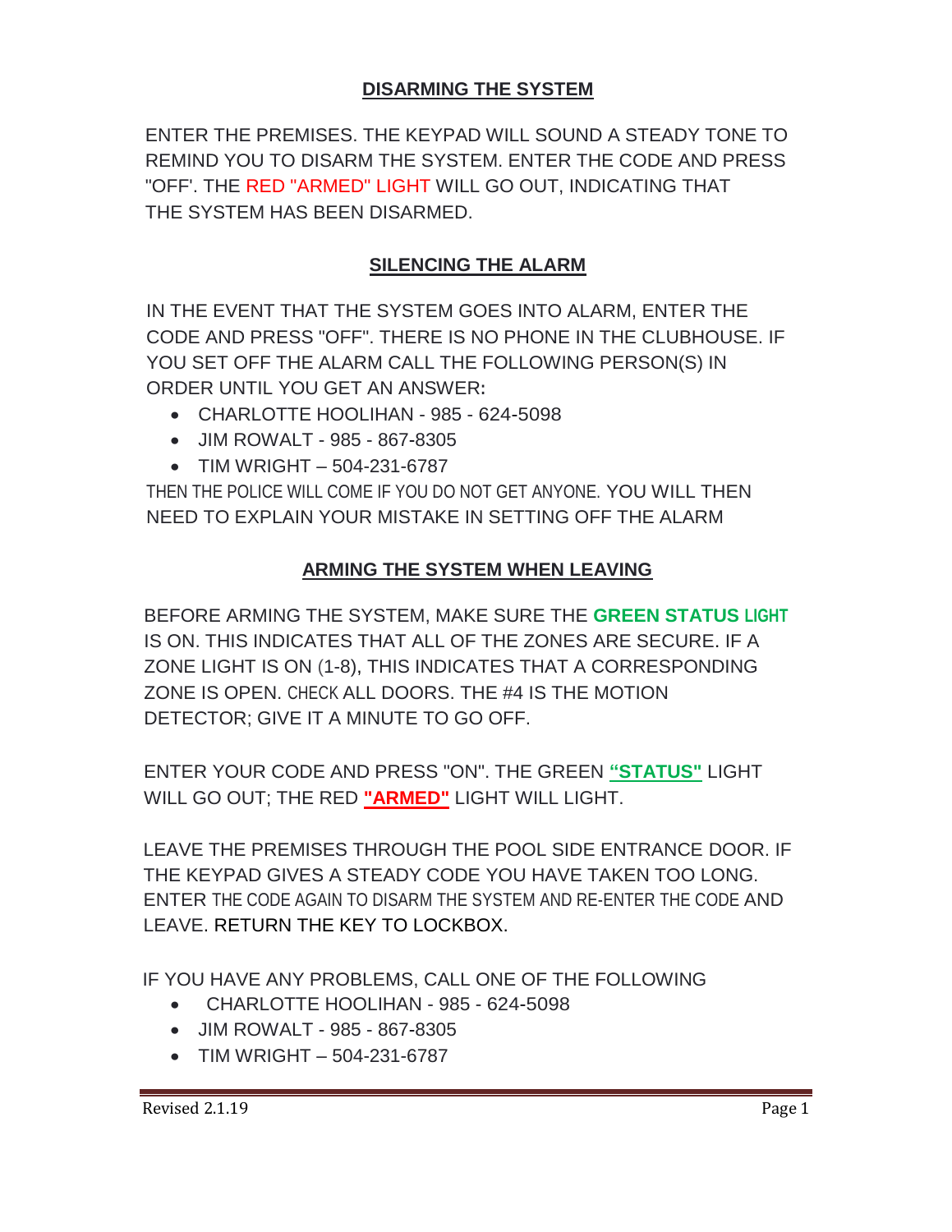## DISARMING THE SYSTEM

ENTER THE PREMISES. THE KEYPAD WILL SOUND A STEADY TONE TO REMIND YOU TO DISARM THE SYSTEM. ENTER THE CODE AND PRESS "OFF'. THE RED "ARMED" LIGHT WILL GO OUT, INDICATING THAT THE SYSTEM HAS BEEN DISARMED.

## SILENCING THE ALARM

IN THE EVENT THAT THE SYSTEM GOES INTO ALARM, ENTER THE CODE AND PRESS "OFF". THERE IS NO PHONE IN THE CLUBHOUSE. IF YOU SET OFF THE ALARM CALL THE FOLLOWING PERSON(S) IN ORDER UNTIL YOU GET AN ANSWER:

- CHARLOTTE HOOLIHAN - 985 - 624-5098
- JIM ROWALT - 985 - 867-8305
- TIM WRIGHT – 504-231-6787

THEN THE POLICE WILL COME IF YOU DO NOT GET ANYONE. YOU WILL THEN NEED TO EXPLAIN YOUR MISTAKE IN SETTING OFF THE ALARM

## ARMING THE SYSTEM WHEN LEAVING

BEFORE ARMING THE SYSTEM, MAKE SURE THE **GREEN STATUS LIGHT** IS ON. THIS INDICATES THAT ALL OF THE ZONES ARE SECURE. IF A ZONE LIGHT IS ON (1-8), THIS INDICATES THAT A CORRESPONDING ZONE IS OPEN. CHECK ALL DOORS. THE #4 IS THE MOTION DETECTOR; GIVE IT A MINUTE TO GO OFF.

ENTER YOUR CODE AND PRESS "ON". THE GREEN **"STATUS"** LIGHT WILL GO OUT; THE RED **"ARMED"** LIGHT WILL LIGHT.

LEAVE THE PREMISES THROUGH THE POOL SIDE ENTRANCE DOOR. IF THE KEYPAD GIVES A STEADY CODE YOU HAVE TAKEN TOO LONG. ENTER THE CODE AGAIN TO DISARM THE SYSTEM AND RE-ENTER THE CODE AND LEAVE. RETURN THE KEY TO LOCKBOX.

IF YOU HAVE ANY PROBLEMS, CALL ONE OF THE FOLLOWING

- CHARLOTTE HOOLIHAN - 985 - 624-5098
- JIM ROWALT - 985 - 867-8305
- TIM WRIGHT – 504-231-6787

Revised 2.1.19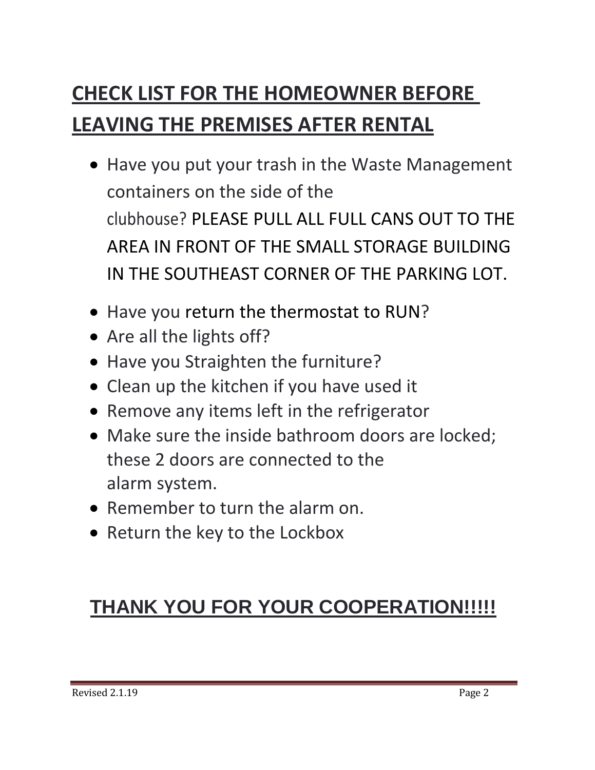# **CHECK LIST FOR THE HOMEOWNER BEFORE LEAVING THE PREMISES AFTER RENTAL**

- Have you put your trash in the Waste Management containers on the side of the clubhouse? PLEASE PULL ALL FULL CANS OUT TO THE AREA IN FRONT OF THE SMALL STORAGE BUILDING IN THE SOUTHEAST CORNER OF THE PARKING LOT.
- Have you return the thermostat to RUN?
- Are all the lights off?
- Have you Straighten the furniture?
- Clean up the kitchen if you have used it
- Remove any items left in the refrigerator
- Make sure the inside bathroom doors are locked; these 2 doors are connected to the alarm system.
- Remember to turn the alarm on.
- Return the key to the Lockbox

## **THANK YOU FOR YOUR COOPERATION!!!!!**

Revised 2.1.19